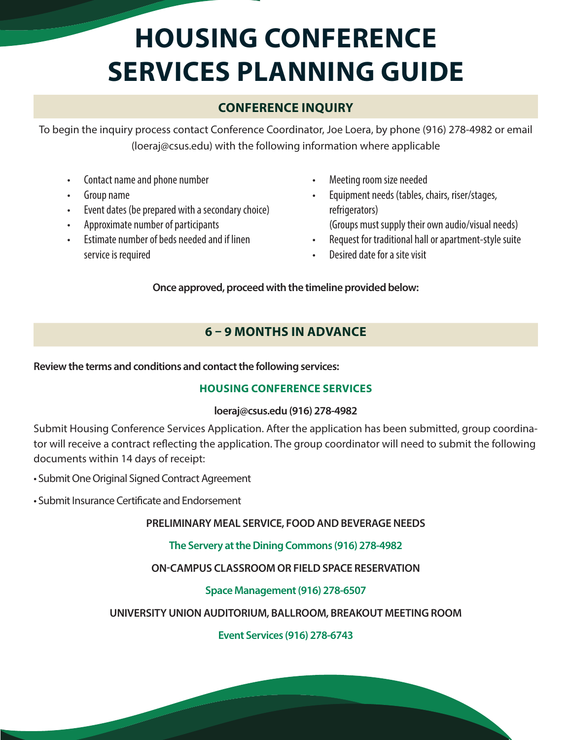# HOUSING CONFERENCE SERVICES PLANNING GUIDE

## CONFERENCE INQUIRY

To begin the inquiry process contact Conference Coordinator, Joe Loera, by phone (916) 278-4982 or email (loeraj@csus.edu) with the following information where applicable

- Contact name and phone number
- Group name
- Event dates (be prepared with a secondary choice)
- Approximate number of participants
- Estimate number of beds needed and if linen service is required
- Meeting room size needed
- Equipment needs (tables, chairs, riser/stages, refrigerators)
  (Groups must supply their own audio/visual needs)
- Request for traditional hall or apartment-style suite
- Desired date for a site visit

**Once approved, proceed with the timeline provided below:**

## 6 – 9 MONTHS IN ADVANCE

**Review the terms and conditions and contact the following services:**

### HOUSING CONFERENCE SERVICES

**loeraj@csus.edu (916) 278-4982**

Submit Housing Conference Services Application. After the application has been submitted, group coordinator will receive a contract reflecting the application. The group coordinator will need to submit the following documents within 14 days of receipt:

• Submit One Original Signed Contract Agreement

• Submit Insurance Certificate and Endorsement

**PRELIMINARY MEAL SERVICE, FOOD AND BEVERAGE NEEDS**

**The Servery at the Dining Commons (916) 278-4982**

**ON-CAMPUS CLASSROOM OR FIELD SPACE RESERVATION**

**Space Management (916) 278-6507**

**UNIVERSITY UNION AUDITORIUM, BALLROOM, BREAKOUT MEETING ROOM**

**Event Services (916) 278-6743**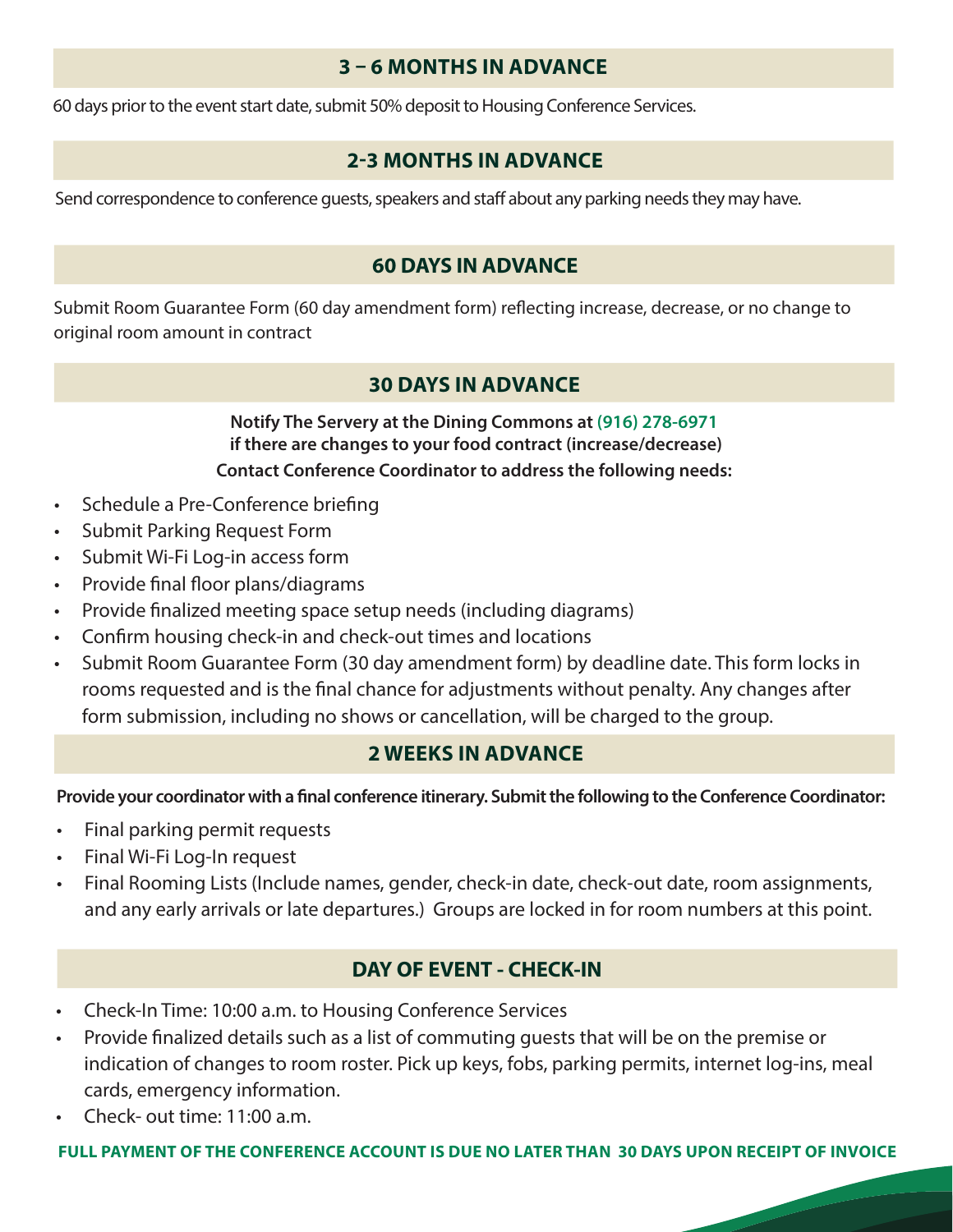## 3 – 6 MONTHS IN ADVANCE

60 days prior to the event start date, submit 50% deposit to Housing Conference Services.

## 2-3 MONTHS IN ADVANCE

Send correspondence to conference guests, speakers and staff about any parking needs they may have.

## 60 DAYS IN ADVANCE

Submit Room Guarantee Form (60 day amendment form) reflecting increase, decrease, or no change to original room amount in contract

## 30 DAYS IN ADVANCE

**Notify The Servery at the Dining Commons at (916) 278-6971**
**if there are changes to your food contract (increase/decrease)**
**Contact Conference Coordinator to address the following needs:**

- Schedule a Pre-Conference briefing
- Submit Parking Request Form
- Submit Wi-Fi Log-in access form
- Provide final floor plans/diagrams
- Provide finalized meeting space setup needs (including diagrams)
- Confirm housing check-in and check-out times and locations
- Submit Room Guarantee Form (30 day amendment form) by deadline date. This form locks in rooms requested and is the final chance for adjustments without penalty. Any changes after form submission, including no shows or cancellation, will be charged to the group.

## 2 WEEKS IN ADVANCE

**Provide your coordinator with a final conference itinerary. Submit the following to the Conference Coordinator:**

- Final parking permit requests
- Final Wi-Fi Log-In request
- Final Rooming Lists (Include names, gender, check-in date, check-out date, room assignments, and any early arrivals or late departures.) Groups are locked in for room numbers at this point.

## DAY OF EVENT - CHECK-IN

- Check-In Time: 10:00 a.m. to Housing Conference Services
- Provide finalized details such as a list of commuting guests that will be on the premise or indication of changes to room roster. Pick up keys, fobs, parking permits, internet log-ins, meal cards, emergency information.
- Check- out time: 11:00 a.m.

**FULL PAYMENT OF THE CONFERENCE ACCOUNT IS DUE NO LATER THAN 30 DAYS UPON RECEIPT OF INVOICE**